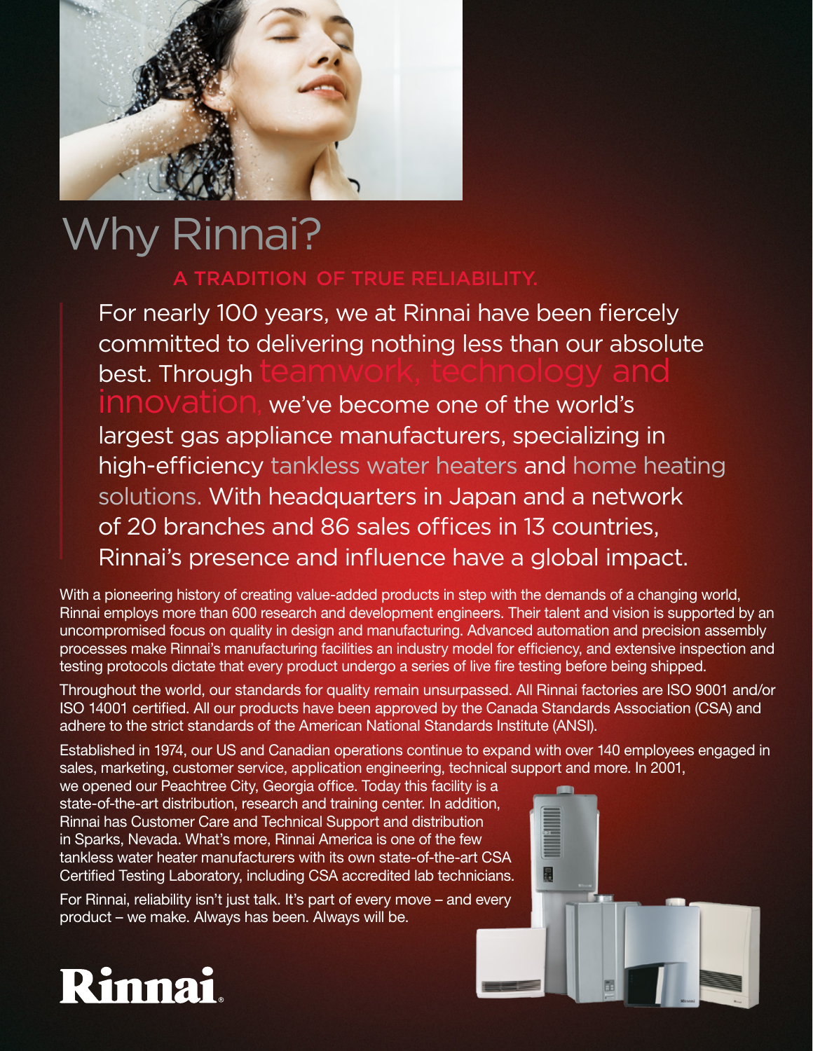# Why Rinnai?

## A TRADITION OF TRUE RELIABILITY.

For nearly 100 years, we at Rinnai have been fiercely committed to delivering nothing less than our absolute best. Through teamwork, technology and innovation, we've become one of the world's largest gas appliance manufacturers, specializing in high-efficiency tankless water heaters and home heating solutions. With headquarters in Japan and a network of 20 branches and 86 sales offices in 13 countries, Rinnai's presence and influence have a global impact.

With a pioneering history of creating value-added products in step with the demands of a changing world, Rinnai employs more than 600 research and development engineers. Their talent and vision is supported by an uncompromised focus on quality in design and manufacturing. Advanced automation and precision assembly processes make Rinnai's manufacturing facilities an industry model for efficiency, and extensive inspection and testing protocols dictate that every product undergo a series of live fire testing before being shipped.

Throughout the world, our standards for quality remain unsurpassed. All Rinnai factories are ISO 9001 and/or ISO 14001 certified. All our products have been approved by the Canada Standards Association (CSA) and adhere to the strict standards of the American National Standards Institute (ANSI).

Established in 1974, our US and Canadian operations continue to expand with over 140 employees engaged in sales, marketing, customer service, application engineering, technical support and more. In 2001, we opened our Peachtree City, Georgia office. Today this facility is a state-of-the-art distribution, research and training center. In addition, Rinnai has Customer Care and Technical Support and distribution in Sparks, Nevada. What's more, Rinnai America is one of the few tankless water heater manufacturers with its own state-of-the-art CSA Certified Testing Laboratory, including CSA accredited lab technicians.

For Rinnai, reliability isn't just talk. It's part of every move – and every product – we make. Always has been. Always will be.

Rinnai.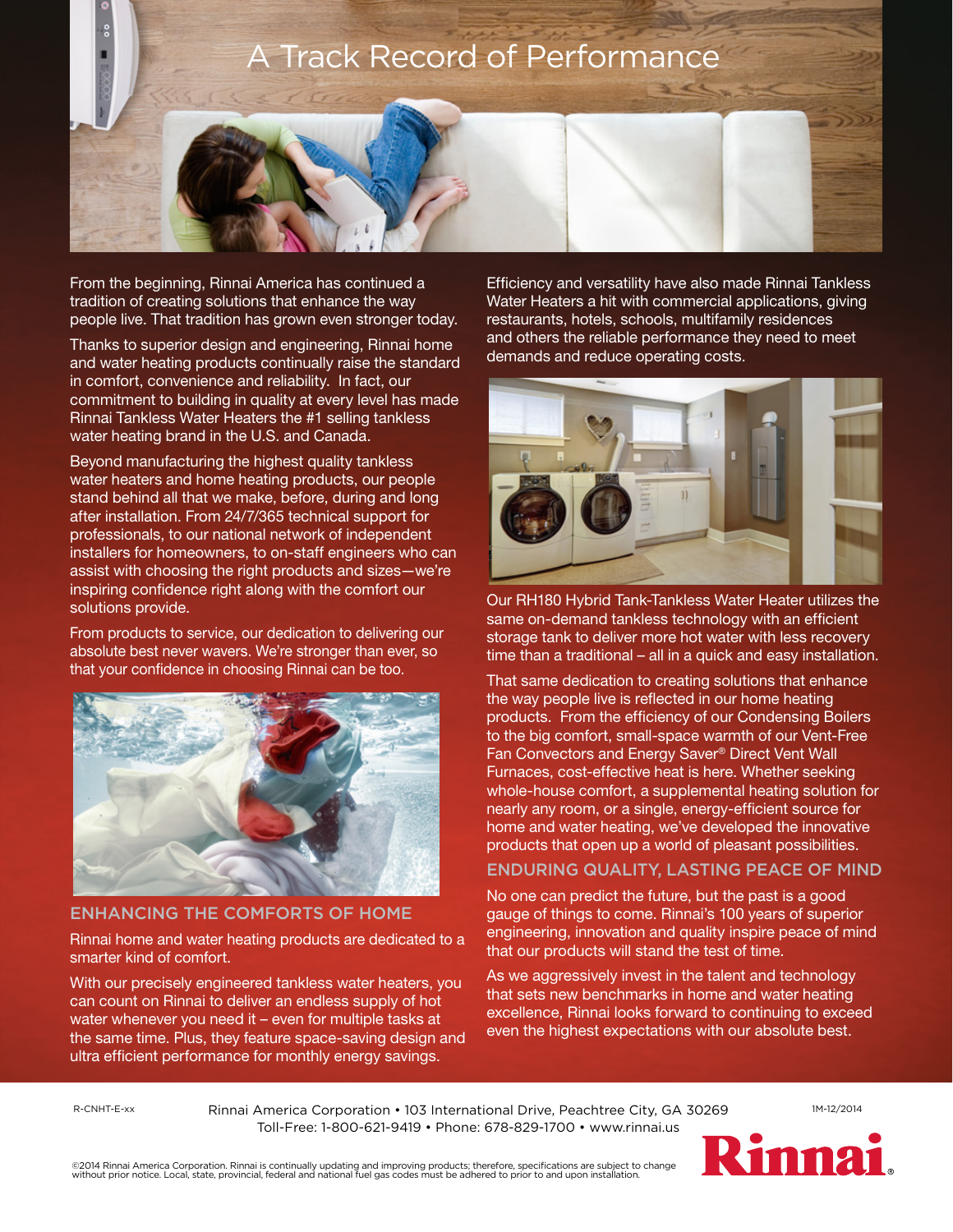# A Track Record of Performance

From the beginning, Rinnai America has continued a tradition of creating solutions that enhance the way people live. That tradition has grown even stronger today.

Thanks to superior design and engineering, Rinnai home and water heating products continually raise the standard in comfort, convenience and reliability. In fact, our commitment to building in quality at every level has made Rinnai Tankless Water Heaters the #1 selling tankless water heating brand in the U.S. and Canada.

Beyond manufacturing the highest quality tankless water heaters and home heating products, our people stand behind all that we make, before, during and long after installation. From 24/7/365 technical support for professionals, to our national network of independent installers for homeowners, to on-staff engineers who can assist with choosing the right products and sizes—we're inspiring confidence right along with the comfort our solutions provide.

From products to service, our dedication to delivering our absolute best never wavers. We're stronger than ever, so that your confidence in choosing Rinnai can be too.

## ENHANCING THE COMFORTS OF HOME

Rinnai home and water heating products are dedicated to a smarter kind of comfort.

With our precisely engineered tankless water heaters, you can count on Rinnai to deliver an endless supply of hot water whenever you need it – even for multiple tasks at the same time. Plus, they feature space-saving design and ultra efficient performance for monthly energy savings.

Efficiency and versatility have also made Rinnai Tankless Water Heaters a hit with commercial applications, giving restaurants, hotels, schools, multifamily residences and others the reliable performance they need to meet demands and reduce operating costs.

Our RH180 Hybrid Tank-Tankless Water Heater utilizes the same on-demand tankless technology with an efficient storage tank to deliver more hot water with less recovery time than a traditional – all in a quick and easy installation.

That same dedication to creating solutions that enhance the way people live is reflected in our home heating products. From the efficiency of our Condensing Boilers to the big comfort, small-space warmth of our Vent-Free Fan Convectors and Energy Saver® Direct Vent Wall Furnaces, cost-effective heat is here. Whether seeking whole-house comfort, a supplemental heating solution for nearly any room, or a single, energy-efficient source for home and water heating, we've developed the innovative products that open up a world of pleasant possibilities.

## ENDURING QUALITY, LASTING PEACE OF MIND

No one can predict the future, but the past is a good gauge of things to come. Rinnai's 100 years of superior engineering, innovation and quality inspire peace of mind that our products will stand the test of time.

As we aggressively invest in the talent and technology that sets new benchmarks in home and water heating excellence, Rinnai looks forward to continuing to exceed even the highest expectations with our absolute best.

R-CNHT-E-xx

Rinnai America Corporation • 103 International Drive, Peachtree City, GA 30269
Toll-Free: 1-800-621-9419 • Phone: 678-829-1700 • www.rinnai.us

1M-12/2014

©2014 Rinnai America Corporation. Rinnai is continually updating and improving products; therefore, specifications are subject to change without prior notice. Local, state, provincial, federal and national fuel gas codes must be adhered to prior to and upon installation.

Rinnai®